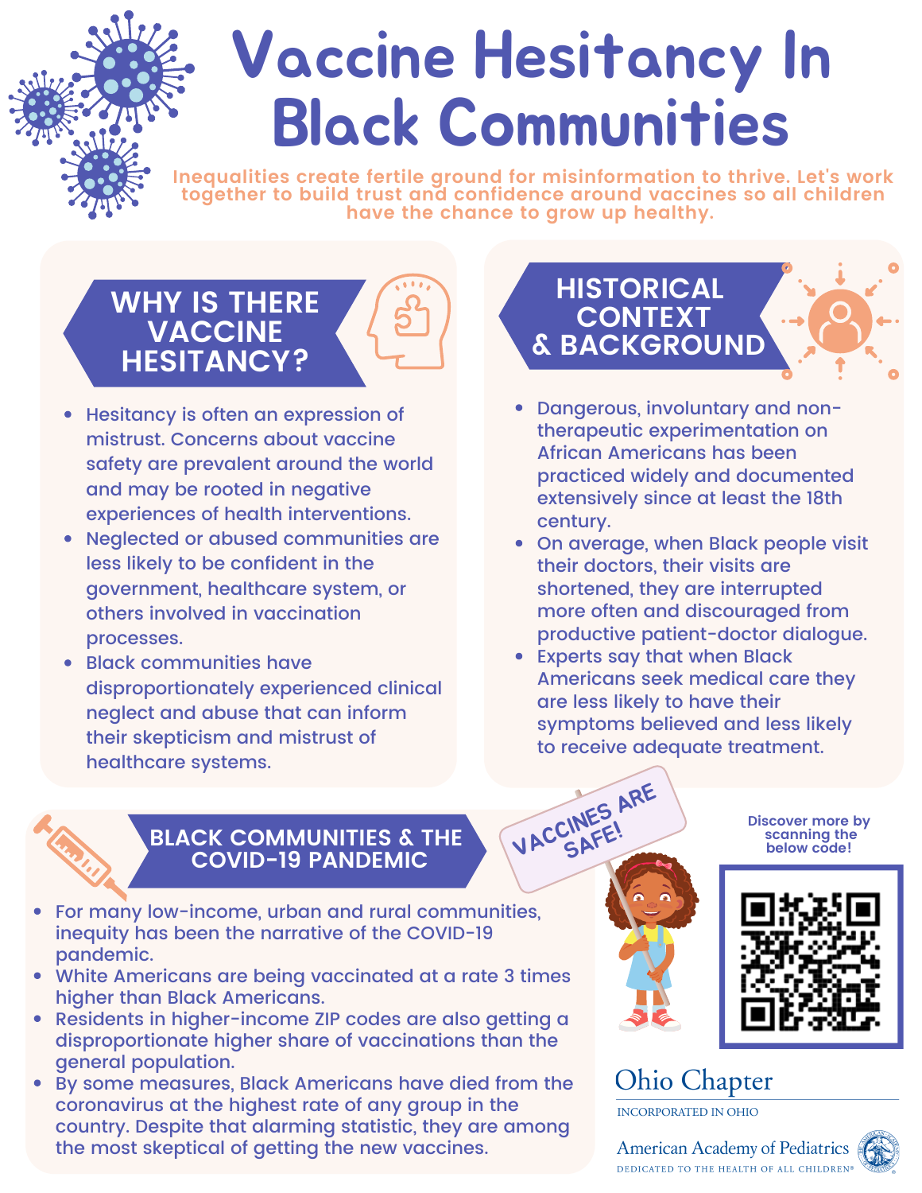# Vaccine Hesitancy In Black Communities

Inequalities create fertile ground for misinformation to thrive. Let's work together to build trust and confidence around vaccines so all children have the chance to grow up healthy.

## WHY IS THERE VACCINE HESITANCY?

- Hesitancy is often an expression of mistrust. Concerns about vaccine safety are prevalent around the world and may be rooted in negative experiences of health interventions.
- Neglected or abused communities are less likely to be confident in the government, healthcare system, or others involved in vaccination processes.
- Black communities have disproportionately experienced clinical neglect and abuse that can inform their skepticism and mistrust of healthcare systems.

## HISTORICAL CONTEXT & BACKGROUND

- Dangerous, involuntary and non-therapeutic experimentation on African Americans has been practiced widely and documented extensively since at least the 18th century.
- On average, when Black people visit their doctors, their visits are shortened, they are interrupted more often and discouraged from productive patient-doctor dialogue.
- Experts say that when Black Americans seek medical care they are less likely to have their symptoms believed and less likely to receive adequate treatment.

## BLACK COMMUNITIES & THE COVID-19 PANDEMIC

- For many low-income, urban and rural communities, inequity has been the narrative of the COVID-19 pandemic.
- White Americans are being vaccinated at a rate 3 times higher than Black Americans.
- Residents in higher-income ZIP codes are also getting a disproportionate higher share of vaccinations than the general population.
- By some measures, Black Americans have died from the coronavirus at the highest rate of any group in the country. Despite that alarming statistic, they are among the most skeptical of getting the new vaccines.

VACCINES ARE SAFE!

Discover more by scanning the below code!

Ohio Chapter

INCORPORATED IN OHIO

American Academy of Pediatrics

DEDICATED TO THE HEALTH OF ALL CHILDREN®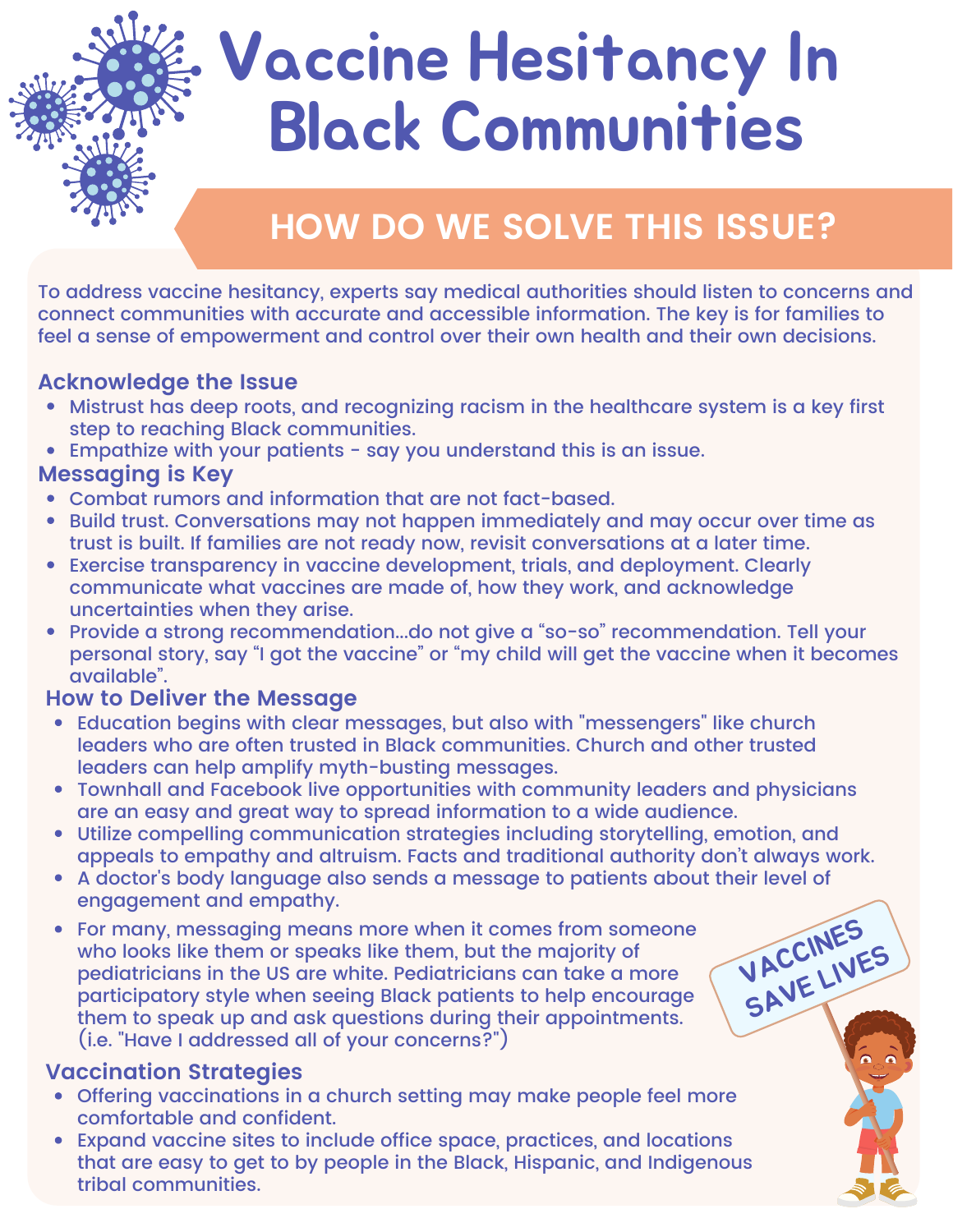# Vaccine Hesitancy In Black Communities

## HOW DO WE SOLVE THIS ISSUE?

To address vaccine hesitancy, experts say medical authorities should listen to concerns and connect communities with accurate and accessible information. The key is for families to feel a sense of empowerment and control over their own health and their own decisions.

### Acknowledge the Issue

- Mistrust has deep roots, and recognizing racism in the healthcare system is a key first step to reaching Black communities.
- Empathize with your patients - say you understand this is an issue.

### Messaging is Key

- Combat rumors and information that are not fact-based.
- Build trust. Conversations may not happen immediately and may occur over time as trust is built. If families are not ready now, revisit conversations at a later time.
- Exercise transparency in vaccine development, trials, and deployment. Clearly communicate what vaccines are made of, how they work, and acknowledge uncertainties when they arise.
- Provide a strong recommendation...do not give a "so-so" recommendation. Tell your personal story, say "I got the vaccine" or "my child will get the vaccine when it becomes available".

### How to Deliver the Message

- Education begins with clear messages, but also with "messengers" like church leaders who are often trusted in Black communities. Church and other trusted leaders can help amplify myth-busting messages.
- Townhall and Facebook live opportunities with community leaders and physicians are an easy and great way to spread information to a wide audience.
- Utilize compelling communication strategies including storytelling, emotion, and appeals to empathy and altruism. Facts and traditional authority don't always work.
- A doctor's body language also sends a message to patients about their level of engagement and empathy.
- For many, messaging means more when it comes from someone who looks like them or speaks like them, but the majority of pediatricians in the US are white. Pediatricians can take a more participatory style when seeing Black patients to help encourage them to speak up and ask questions during their appointments. (i.e. "Have I addressed all of your concerns?")

VACCINES SAVE LIVES

### Vaccination Strategies

- Offering vaccinations in a church setting may make people feel more comfortable and confident.
- Expand vaccine sites to include office space, practices, and locations that are easy to get to by people in the Black, Hispanic, and Indigenous tribal communities.